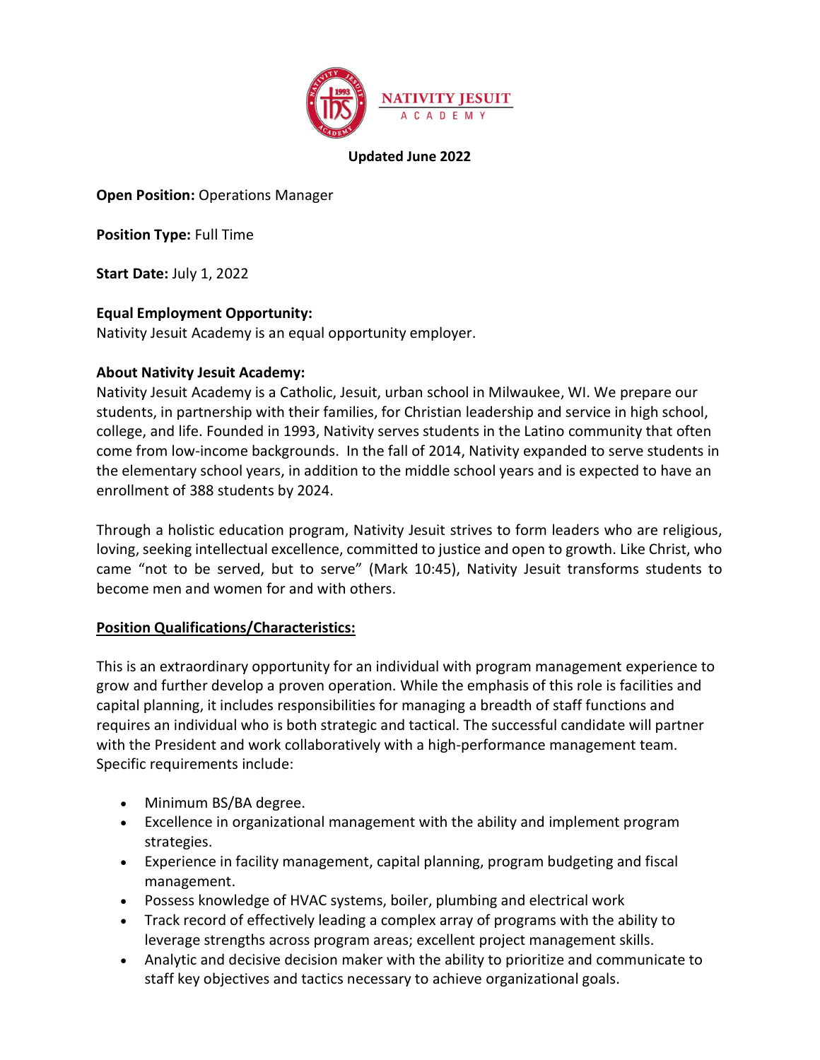NATIVITY JESUIT ACADEMY

**Updated June 2022**

**Open Position:** Operations Manager

**Position Type:** Full Time

**Start Date:** July 1, 2022

**Equal Employment Opportunity:**
Nativity Jesuit Academy is an equal opportunity employer.

**About Nativity Jesuit Academy:**
Nativity Jesuit Academy is a Catholic, Jesuit, urban school in Milwaukee, WI. We prepare our students, in partnership with their families, for Christian leadership and service in high school, college, and life. Founded in 1993, Nativity serves students in the Latino community that often come from low-income backgrounds. In the fall of 2014, Nativity expanded to serve students in the elementary school years, in addition to the middle school years and is expected to have an enrollment of 388 students by 2024.

Through a holistic education program, Nativity Jesuit strives to form leaders who are religious, loving, seeking intellectual excellence, committed to justice and open to growth. Like Christ, who came "not to be served, but to serve" (Mark 10:45), Nativity Jesuit transforms students to become men and women for and with others.

**Position Qualifications/Characteristics:**

This is an extraordinary opportunity for an individual with program management experience to grow and further develop a proven operation. While the emphasis of this role is facilities and capital planning, it includes responsibilities for managing a breadth of staff functions and requires an individual who is both strategic and tactical. The successful candidate will partner with the President and work collaboratively with a high-performance management team. Specific requirements include:

- Minimum BS/BA degree.
- Excellence in organizational management with the ability and implement program strategies.
- Experience in facility management, capital planning, program budgeting and fiscal management.
- Possess knowledge of HVAC systems, boiler, plumbing and electrical work
- Track record of effectively leading a complex array of programs with the ability to leverage strengths across program areas; excellent project management skills.
- Analytic and decisive decision maker with the ability to prioritize and communicate to staff key objectives and tactics necessary to achieve organizational goals.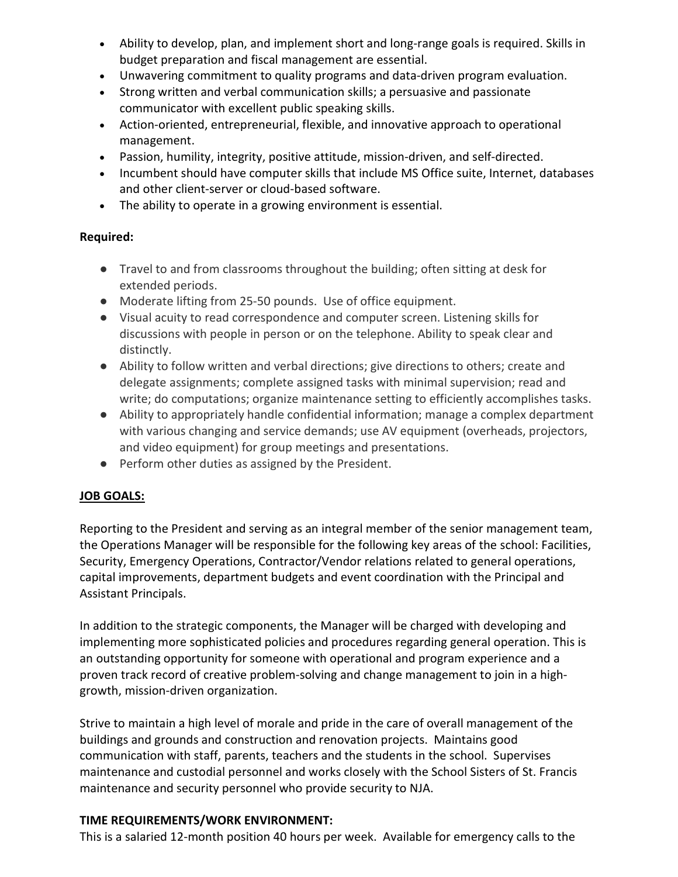- Ability to develop, plan, and implement short and long-range goals is required. Skills in budget preparation and fiscal management are essential.
- Unwavering commitment to quality programs and data-driven program evaluation.
- Strong written and verbal communication skills; a persuasive and passionate communicator with excellent public speaking skills.
- Action-oriented, entrepreneurial, flexible, and innovative approach to operational management.
- Passion, humility, integrity, positive attitude, mission-driven, and self-directed.
- Incumbent should have computer skills that include MS Office suite, Internet, databases and other client-server or cloud-based software.
- The ability to operate in a growing environment is essential.

**Required:**

- Travel to and from classrooms throughout the building; often sitting at desk for extended periods.
- Moderate lifting from 25-50 pounds. Use of office equipment.
- Visual acuity to read correspondence and computer screen. Listening skills for discussions with people in person or on the telephone. Ability to speak clear and distinctly.
- Ability to follow written and verbal directions; give directions to others; create and delegate assignments; complete assigned tasks with minimal supervision; read and write; do computations; organize maintenance setting to efficiently accomplishes tasks.
- Ability to appropriately handle confidential information; manage a complex department with various changing and service demands; use AV equipment (overheads, projectors, and video equipment) for group meetings and presentations.
- Perform other duties as assigned by the President.

**JOB GOALS:**

Reporting to the President and serving as an integral member of the senior management team, the Operations Manager will be responsible for the following key areas of the school: Facilities, Security, Emergency Operations, Contractor/Vendor relations related to general operations, capital improvements, department budgets and event coordination with the Principal and Assistant Principals.

In addition to the strategic components, the Manager will be charged with developing and implementing more sophisticated policies and procedures regarding general operation. This is an outstanding opportunity for someone with operational and program experience and a proven track record of creative problem-solving and change management to join in a high-growth, mission-driven organization.

Strive to maintain a high level of morale and pride in the care of overall management of the buildings and grounds and construction and renovation projects. Maintains good communication with staff, parents, teachers and the students in the school. Supervises maintenance and custodial personnel and works closely with the School Sisters of St. Francis maintenance and security personnel who provide security to NJA.

**TIME REQUIREMENTS/WORK ENVIRONMENT:**

This is a salaried 12-month position 40 hours per week. Available for emergency calls to the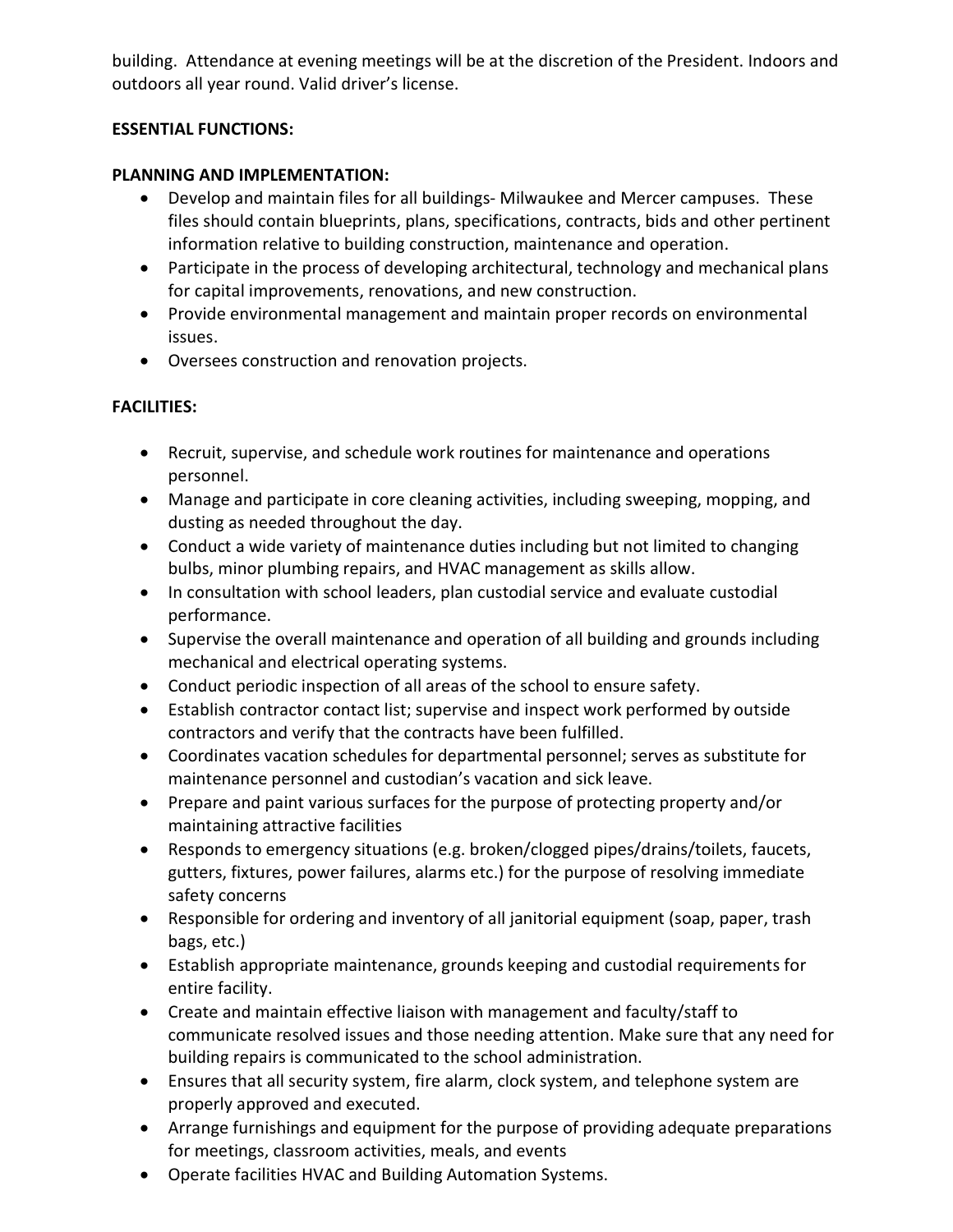building. Attendance at evening meetings will be at the discretion of the President. Indoors and outdoors all year round. Valid driver's license.

**ESSENTIAL FUNCTIONS:**

**PLANNING AND IMPLEMENTATION:**

- Develop and maintain files for all buildings- Milwaukee and Mercer campuses. These files should contain blueprints, plans, specifications, contracts, bids and other pertinent information relative to building construction, maintenance and operation.
- Participate in the process of developing architectural, technology and mechanical plans for capital improvements, renovations, and new construction.
- Provide environmental management and maintain proper records on environmental issues.
- Oversees construction and renovation projects.

**FACILITIES:**

- Recruit, supervise, and schedule work routines for maintenance and operations personnel.
- Manage and participate in core cleaning activities, including sweeping, mopping, and dusting as needed throughout the day.
- Conduct a wide variety of maintenance duties including but not limited to changing bulbs, minor plumbing repairs, and HVAC management as skills allow.
- In consultation with school leaders, plan custodial service and evaluate custodial performance.
- Supervise the overall maintenance and operation of all building and grounds including mechanical and electrical operating systems.
- Conduct periodic inspection of all areas of the school to ensure safety.
- Establish contractor contact list; supervise and inspect work performed by outside contractors and verify that the contracts have been fulfilled.
- Coordinates vacation schedules for departmental personnel; serves as substitute for maintenance personnel and custodian's vacation and sick leave.
- Prepare and paint various surfaces for the purpose of protecting property and/or maintaining attractive facilities
- Responds to emergency situations (e.g. broken/clogged pipes/drains/toilets, faucets, gutters, fixtures, power failures, alarms etc.) for the purpose of resolving immediate safety concerns
- Responsible for ordering and inventory of all janitorial equipment (soap, paper, trash bags, etc.)
- Establish appropriate maintenance, grounds keeping and custodial requirements for entire facility.
- Create and maintain effective liaison with management and faculty/staff to communicate resolved issues and those needing attention. Make sure that any need for building repairs is communicated to the school administration.
- Ensures that all security system, fire alarm, clock system, and telephone system are properly approved and executed.
- Arrange furnishings and equipment for the purpose of providing adequate preparations for meetings, classroom activities, meals, and events
- Operate facilities HVAC and Building Automation Systems.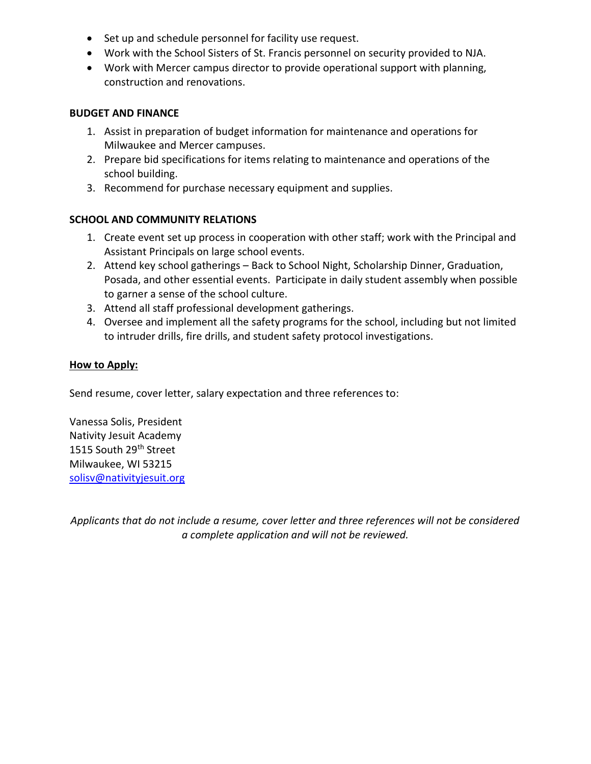- Set up and schedule personnel for facility use request.
- Work with the School Sisters of St. Francis personnel on security provided to NJA.
- Work with Mercer campus director to provide operational support with planning, construction and renovations.

**BUDGET AND FINANCE**

1. Assist in preparation of budget information for maintenance and operations for Milwaukee and Mercer campuses.
2. Prepare bid specifications for items relating to maintenance and operations of the school building.
3. Recommend for purchase necessary equipment and supplies.

**SCHOOL AND COMMUNITY RELATIONS**

1. Create event set up process in cooperation with other staff; work with the Principal and Assistant Principals on large school events.
2. Attend key school gatherings – Back to School Night, Scholarship Dinner, Graduation, Posada, and other essential events. Participate in daily student assembly when possible to garner a sense of the school culture.
3. Attend all staff professional development gatherings.
4. Oversee and implement all the safety programs for the school, including but not limited to intruder drills, fire drills, and student safety protocol investigations.

**How to Apply:**

Send resume, cover letter, salary expectation and three references to:

Vanessa Solis, President
Nativity Jesuit Academy
1515 South 29th Street
Milwaukee, WI 53215
solisv@nativityjesuit.org

*Applicants that do not include a resume, cover letter and three references will not be considered a complete application and will not be reviewed.*